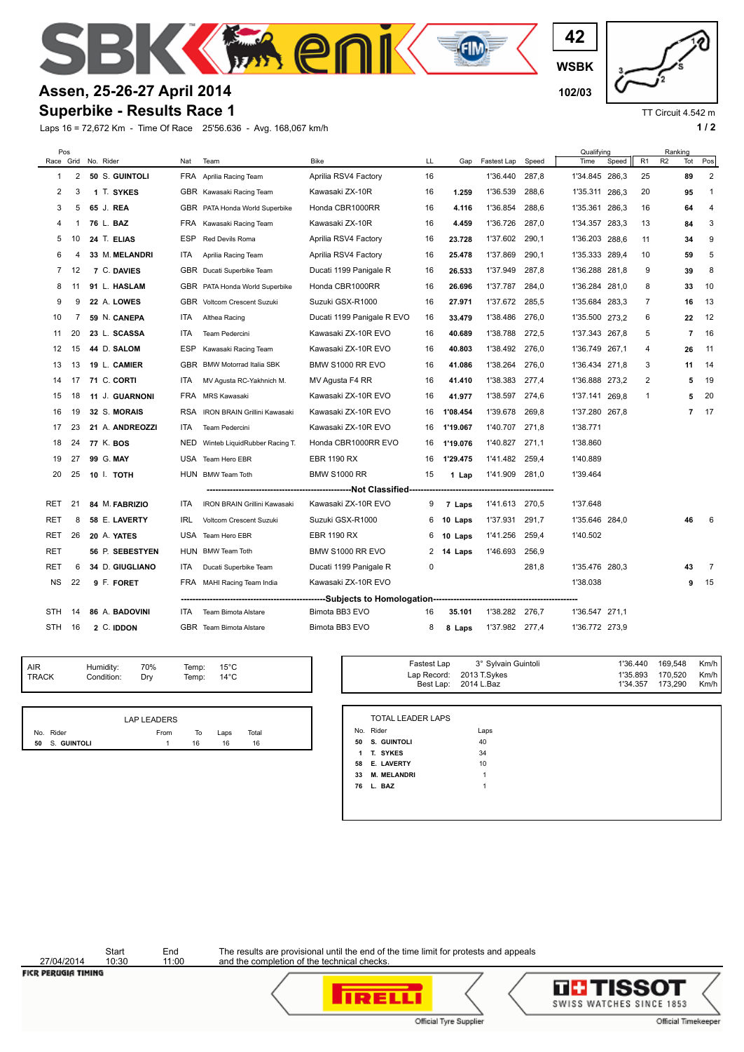# Assen, 25-26-27 April 2014

## Superbike - Results Race 1

42
WSBK
102/03

TT Circuit 4.542 m

Laps 16 = 72,672 Km - Time Of Race 25'56.636 - Avg. 168,067 km/h

| Pos Race | Grid | No. | Rider | Nat | Team | Bike | LL | Gap | Fastest Lap | Speed | Qualifying Time | Speed | R1 | Ranking R2 | Tot | Pos |
|---|---|---|---|---|---|---|---|---|---|---|---|---|---|---|---|---|
| 1 | 2 | 50 | S. GUINTOLI | FRA | Aprilia Racing Team | Aprilia RSV4 Factory | 16 | | 1'36.440 | 287,8 | 1'34.845 | 286,3 | 25 | | 89 | 2 |
| 2 | 3 | 1 | T. SYKES | GBR | Kawasaki Racing Team | Kawasaki ZX-10R | 16 | 1.259 | 1'36.539 | 288,6 | 1'35.311 | 286,3 | 20 | | 95 | 1 |
| 3 | 5 | 65 | J. REA | GBR | PATA Honda World Superbike | Honda CBR1000RR | 16 | 4.116 | 1'36.854 | 288,6 | 1'35.361 | 286,3 | 16 | | 64 | 4 |
| 4 | 1 | 76 | L. BAZ | FRA | Kawasaki Racing Team | Kawasaki ZX-10R | 16 | 4.459 | 1'36.726 | 287,0 | 1'34.357 | 283,3 | 13 | | 84 | 3 |
| 5 | 10 | 24 | T. ELIAS | ESP | Red Devils Roma | Aprilia RSV4 Factory | 16 | 23.728 | 1'37.602 | 290,1 | 1'36.203 | 288,6 | 11 | | 34 | 9 |
| 6 | 4 | 33 | M. MELANDRI | ITA | Aprilia Racing Team | Aprilia RSV4 Factory | 16 | 25.478 | 1'37.869 | 290,1 | 1'35.333 | 289,4 | 10 | | 59 | 5 |
| 7 | 12 | 7 | C. DAVIES | GBR | Ducati Superbike Team | Ducati 1199 Panigale R | 16 | 26.533 | 1'37.949 | 287,8 | 1'36.288 | 281,8 | 9 | | 39 | 8 |
| 8 | 11 | 91 | L. HASLAM | GBR | PATA Honda World Superbike | Honda CBR1000RR | 16 | 26.696 | 1'37.787 | 284,0 | 1'36.284 | 281,0 | 8 | | 33 | 10 |
| 9 | 9 | 22 | A. LOWES | GBR | Voltcom Crescent Suzuki | Suzuki GSX-R1000 | 16 | 27.971 | 1'37.672 | 285,5 | 1'35.684 | 283,3 | 7 | | 16 | 13 |
| 10 | 7 | 59 | N. CANEPA | ITA | Althea Racing | Ducati 1199 Panigale R EVO | 16 | 33.479 | 1'38.486 | 276,0 | 1'35.500 | 273,2 | 6 | | 22 | 12 |
| 11 | 20 | 23 | L. SCASSA | ITA | Team Pedercini | Kawasaki ZX-10R EVO | 16 | 40.689 | 1'38.788 | 272,5 | 1'37.343 | 267,8 | 5 | | 7 | 16 |
| 12 | 15 | 44 | D. SALOM | ESP | Kawasaki Racing Team | Kawasaki ZX-10R EVO | 16 | 40.803 | 1'38.492 | 276,0 | 1'36.749 | 267,1 | 4 | | 26 | 11 |
| 13 | 13 | 19 | L. CAMIER | GBR | BMW Motorrad Italia SBK | BMW S1000 RR EVO | 16 | 41.086 | 1'38.264 | 276,0 | 1'36.434 | 271,8 | 3 | | 11 | 14 |
| 14 | 17 | 71 | C. CORTI | ITA | MV Agusta RC-Yakhnich M. | MV Agusta F4 RR | 16 | 41.410 | 1'38.383 | 277,4 | 1'36.888 | 273,2 | 2 | | 5 | 19 |
| 15 | 18 | 11 | J. GUARNONI | FRA | MRS Kawasaki | Kawasaki ZX-10R EVO | 16 | 41.977 | 1'38.597 | 274,6 | 1'37.141 | 269,8 | 1 | | 5 | 20 |
| 16 | 19 | 32 | S. MORAIS | RSA | IRON BRAIN Grillini Kawasaki | Kawasaki ZX-10R EVO | 16 | 1'08.454 | 1'39.678 | 269,8 | 1'37.280 | 267,8 | | | 7 | 17 |
| 17 | 23 | 21 | A. ANDREOZZI | ITA | Team Pedercini | Kawasaki ZX-10R EVO | 16 | 1'19.067 | 1'40.707 | 271,8 | 1'38.771 | | | | | |
| 18 | 24 | 77 | K. BOS | NED | Winteb LiquidRubber Racing T. | Honda CBR1000RR EVO | 16 | 1'19.076 | 1'40.827 | 271,1 | 1'38.860 | | | | | |
| 19 | 27 | 99 | G. MAY | USA | Team Hero EBR | EBR 1190 RX | 16 | 1'29.475 | 1'41.482 | 259,4 | 1'40.889 | | | | | |
| 20 | 25 | 10 | I. TOTH | HUN | BMW Team Toth | BMW S1000 RR | 15 | 1 Lap | 1'41.909 | 281,0 | 1'39.464 | | | | | |
| **Not Classified** | | | | | | | | | | | | | | | | |
| RET | 21 | 84 | M. FABRIZIO | ITA | IRON BRAIN Grillini Kawasaki | Kawasaki ZX-10R EVO | 9 | 7 Laps | 1'41.613 | 270,5 | 1'37.648 | | | | | |
| RET | 8 | 58 | E. LAVERTY | IRL | Voltcom Crescent Suzuki | Suzuki GSX-R1000 | 6 | 10 Laps | 1'37.931 | 291,7 | 1'35.646 | 284,0 | | | 46 | 6 |
| RET | 26 | 20 | A. YATES | USA | Team Hero EBR | EBR 1190 RX | 6 | 10 Laps | 1'41.256 | 259,4 | 1'40.502 | | | | | |
| RET | | 56 | P. SEBESTYEN | HUN | BMW Team Toth | BMW S1000 RR EVO | 2 | 14 Laps | 1'46.693 | 256,9 | | | | | | |
| RET | 6 | 34 | D. GIUGLIANO | ITA | Ducati Superbike Team | Ducati 1199 Panigale R | 0 | | | 281,8 | 1'35.476 | 280,3 | | | 43 | 7 |
| NS | 22 | 9 | F. FORET | FRA | MAHI Racing Team India | Kawasaki ZX-10R EVO | | | | | 1'38.038 | | | | 9 | 15 |
| **Subjects to Homologation** | | | | | | | | | | | | | | | | |
| STH | 14 | 86 | A. BADOVINI | ITA | Team Bimota Alstare | Bimota BB3 EVO | 16 | 35.101 | 1'38.282 | 276,7 | 1'36.547 | 271,1 | | | | |
| STH | 16 | 2 | C. IDDON | GBR | Team Bimota Alstare | Bimota BB3 EVO | 8 | 8 Laps | 1'37.982 | 277,4 | 1'36.772 | 273,9 | | | | |

| | | | | |
|---|---|---|---|---|
| AIR | Humidity: 70% | Temp: 15°C |
| TRACK | Condition: Dry | Temp: 14°C |

| | | | | |
|---|---|---|---|---|
| Fastest Lap | 3° Sylvain Guintoli | 1'36.440 | 169,548 | Km/h |
| Lap Record: | 2013 T.Sykes | 1'35.893 | 170,520 | Km/h |
| Best Lap: | 2014 L.Baz | 1'34.357 | 173,290 | Km/h |

**LAP LEADERS**

| No. | Rider | From | To | Laps | Total |
|---|---|---|---|---|---|
| 50 | S. GUINTOLI | 1 | 16 | 16 | 16 |

**TOTAL LEADER LAPS**

| No. | Rider | Laps |
|---|---|---|
| 50 | S. GUINTOLI | 40 |
| 1 | T. SYKES | 34 |
| 58 | E. LAVERTY | 10 |
| 33 | M. MELANDRI | 1 |
| 76 | L. BAZ | 1 |

| | Start | End |
|---|---|---|
| 27/04/2014 | 10:30 | 11:00 |

The results are provisional until the end of the time limit for protests and appeals and the completion of the technical checks.

FICR PERUGIA TIMING

Official Tyre Supplier — Official Timekeeper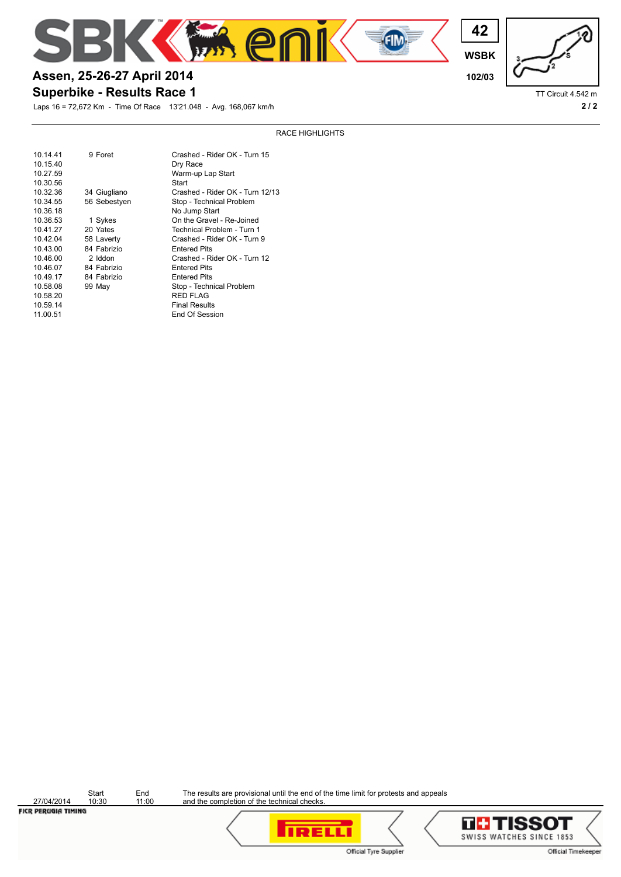Assen, 25-26-27 April 2014

Superbike - Results Race 1

Laps 16 = 72,672 Km - Time Of Race 13'21.048 - Avg. 168,067 km/h

42

WSBK

102/03

TT Circuit 4.542 m

## RACE HIGHLIGHTS

| | | |
|---|---|---|
| 10.14.41 | 9 Foret | Crashed - Rider OK - Turn 15 |
| 10.15.40 | | Dry Race |
| 10.27.59 | | Warm-up Lap Start |
| 10.30.56 | | Start |
| 10.32.36 | 34 Giugliano | Crashed - Rider OK - Turn 12/13 |
| 10.34.55 | 56 Sebestyen | Stop - Technical Problem |
| 10.36.18 | | No Jump Start |
| 10.36.53 | 1 Sykes | On the Gravel - Re-Joined |
| 10.41.27 | 20 Yates | Technical Problem - Turn 1 |
| 10.42.04 | 58 Laverty | Crashed - Rider OK - Turn 9 |
| 10.43.00 | 84 Fabrizio | Entered Pits |
| 10.46.00 | 2 Iddon | Crashed - Rider OK - Turn 12 |
| 10.46.07 | 84 Fabrizio | Entered Pits |
| 10.49.17 | 84 Fabrizio | Entered Pits |
| 10.58.08 | 99 May | Stop - Technical Problem |
| 10.58.20 | | RED FLAG |
| 10.59.14 | | Final Results |
| 11.00.51 | | End Of Session |

| | Start | End |
|---|---|---|
| 27/04/2014 | 10:30 | 11:00 |

The results are provisional until the end of the time limit for protests and appeals and the completion of the technical checks.

FICR PERUGIA TIMING

Official Tyre Supplier

Official Timekeeper